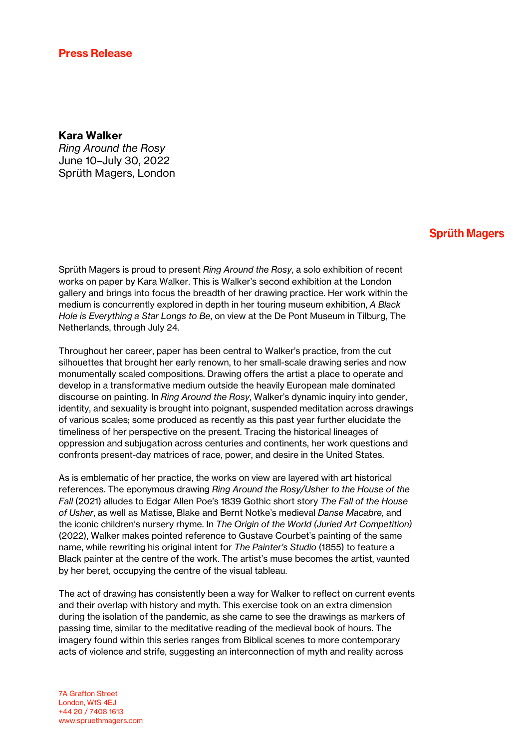**Press Release**

**Kara Walker**
*Ring Around the Rosy*
June 10–July 30, 2022
Sprüth Magers, London

**Sprüth Magers**

Sprüth Magers is proud to present *Ring Around the Rosy*, a solo exhibition of recent works on paper by Kara Walker. This is Walker's second exhibition at the London gallery and brings into focus the breadth of her drawing practice. Her work within the medium is concurrently explored in depth in her touring museum exhibition, *A Black Hole is Everything a Star Longs to Be*, on view at the De Pont Museum in Tilburg, The Netherlands, through July 24.

Throughout her career, paper has been central to Walker's practice, from the cut silhouettes that brought her early renown, to her small-scale drawing series and now monumentally scaled compositions. Drawing offers the artist a place to operate and develop in a transformative medium outside the heavily European male dominated discourse on painting. In *Ring Around the Rosy*, Walker's dynamic inquiry into gender, identity, and sexuality is brought into poignant, suspended meditation across drawings of various scales; some produced as recently as this past year further elucidate the timeliness of her perspective on the present. Tracing the historical lineages of oppression and subjugation across centuries and continents, her work questions and confronts present-day matrices of race, power, and desire in the United States.

As is emblematic of her practice, the works on view are layered with art historical references. The eponymous drawing *Ring Around the Rosy/Usher to the House of the Fall* (2021) alludes to Edgar Allen Poe's 1839 Gothic short story *The Fall of the House of Usher*, as well as Matisse, Blake and Bernt Notke's medieval *Danse Macabre*, and the iconic children's nursery rhyme. In *The Origin of the World (Juried Art Competition)* (2022), Walker makes pointed reference to Gustave Courbet's painting of the same name, while rewriting his original intent for *The Painter's Studio* (1855) to feature a Black painter at the centre of the work. The artist's muse becomes the artist, vaunted by her beret, occupying the centre of the visual tableau.

The act of drawing has consistently been a way for Walker to reflect on current events and their overlap with history and myth. This exercise took on an extra dimension during the isolation of the pandemic, as she came to see the drawings as markers of passing time, similar to the meditative reading of the medieval book of hours. The imagery found within this series ranges from Biblical scenes to more contemporary acts of violence and strife, suggesting an interconnection of myth and reality across

7A Grafton Street
London, W1S 4EJ
+44 20 / 7408 1613
www.spruethmagers.com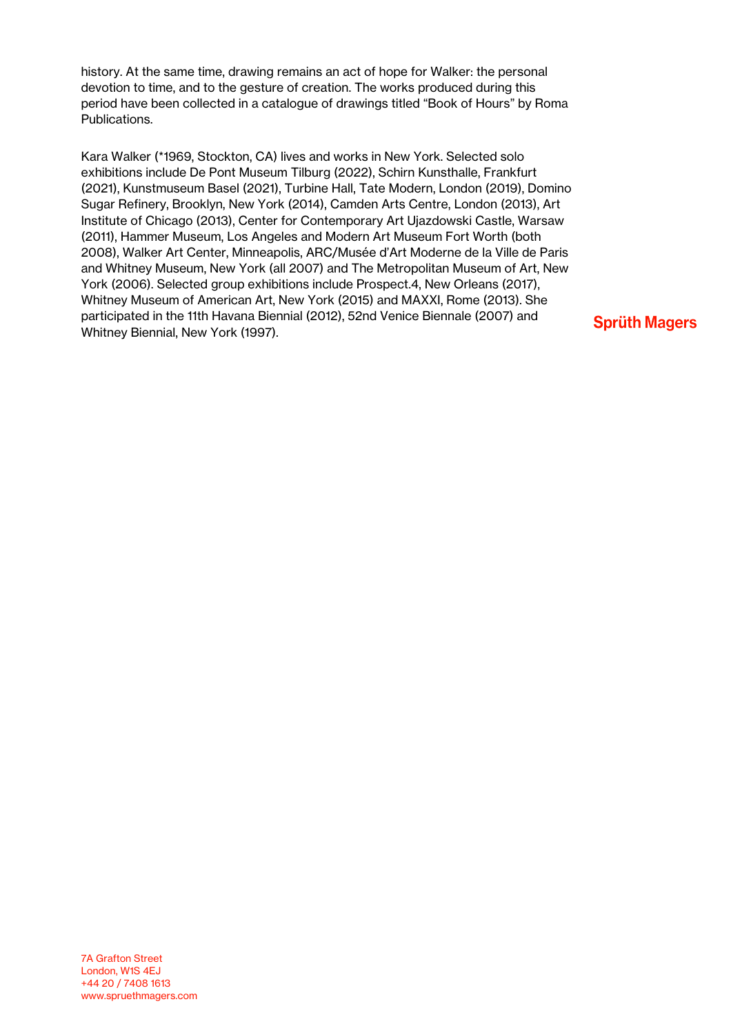history. At the same time, drawing remains an act of hope for Walker: the personal devotion to time, and to the gesture of creation. The works produced during this period have been collected in a catalogue of drawings titled “Book of Hours” by Roma Publications.

Kara Walker (*1969, Stockton, CA) lives and works in New York. Selected solo exhibitions include De Pont Museum Tilburg (2022), Schirn Kunsthalle, Frankfurt (2021), Kunstmuseum Basel (2021), Turbine Hall, Tate Modern, London (2019), Domino Sugar Refinery, Brooklyn, New York (2014), Camden Arts Centre, London (2013), Art Institute of Chicago (2013), Center for Contemporary Art Ujazdowski Castle, Warsaw (2011), Hammer Museum, Los Angeles and Modern Art Museum Fort Worth (both 2008), Walker Art Center, Minneapolis, ARC/Musée d’Art Moderne de la Ville de Paris and Whitney Museum, New York (all 2007) and The Metropolitan Museum of Art, New York (2006). Selected group exhibitions include Prospect.4, New Orleans (2017), Whitney Museum of American Art, New York (2015) and MAXXI, Rome (2013). She participated in the 11th Havana Biennial (2012), 52nd Venice Biennale (2007) and Whitney Biennial, New York (1997).

Sprüth Magers

7A Grafton Street
London, W1S 4EJ
+44 20 / 7408 1613
www.spruethmagers.com